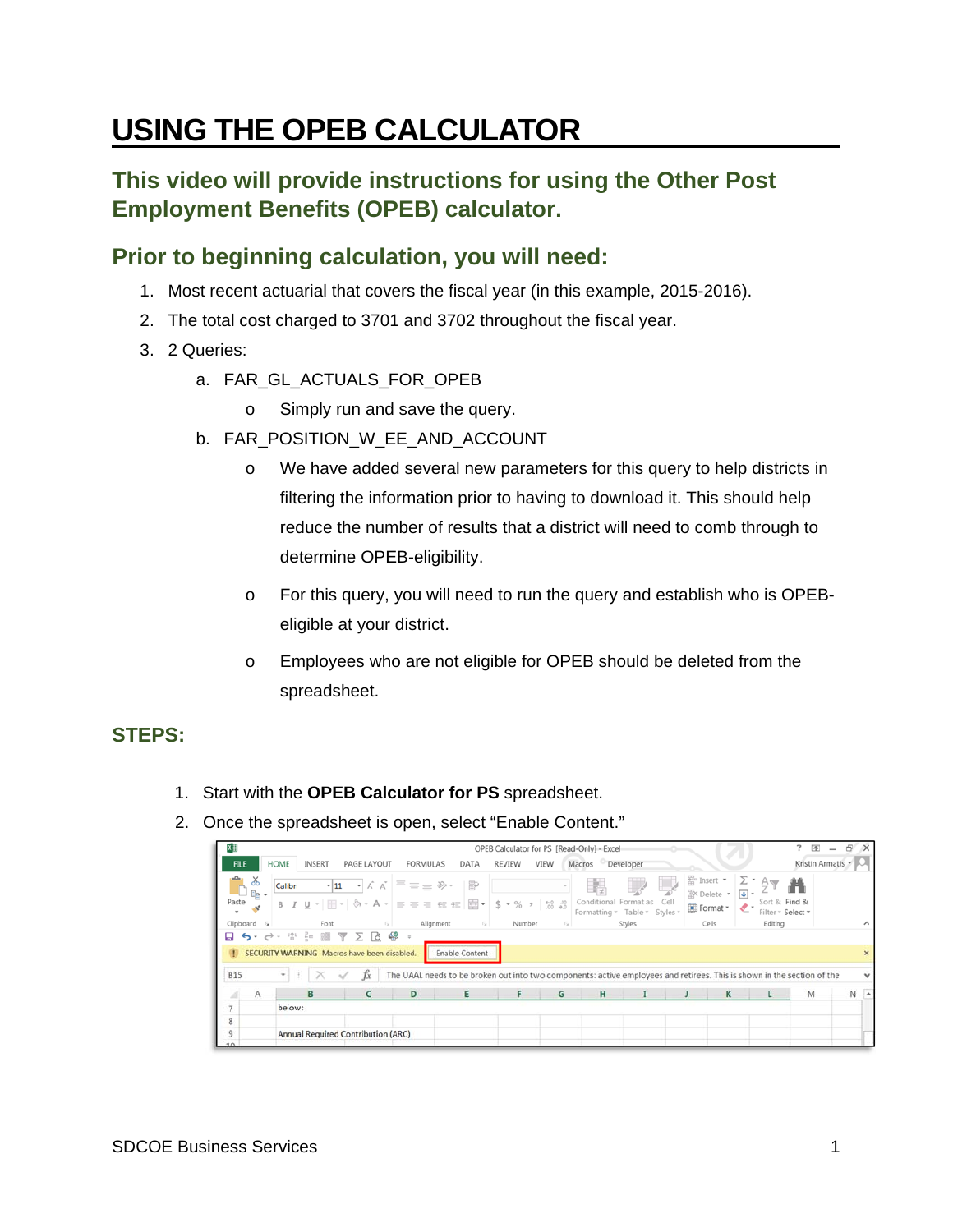# USING THE OPEB CALCULATOR

## This video will provide instructions for using the Other Post Employment Benefits (OPEB) calculator.

## Prior to beginning calculation, you will need:

1. Most recent actuarial that covers the fiscal year (in this example, 2015-2016).
2. The total cost charged to 3701 and 3702 throughout the fiscal year.
3. 2 Queries:
   a. FAR_GL_ACTUALS_FOR_OPEB
      - Simply run and save the query.
   
   b. FAR_POSITION_W_EE_AND_ACCOUNT
      - We have added several new parameters for this query to help districts in filtering the information prior to having to download it. This should help reduce the number of results that a district will need to comb through to determine OPEB-eligibility.
      - For this query, you will need to run the query and establish who is OPEB-eligible at your district.
      - Employees who are not eligible for OPEB should be deleted from the spreadsheet.

## STEPS:

1. Start with the **OPEB Calculator for PS** spreadsheet.
2. Once the spreadsheet is open, select "Enable Content."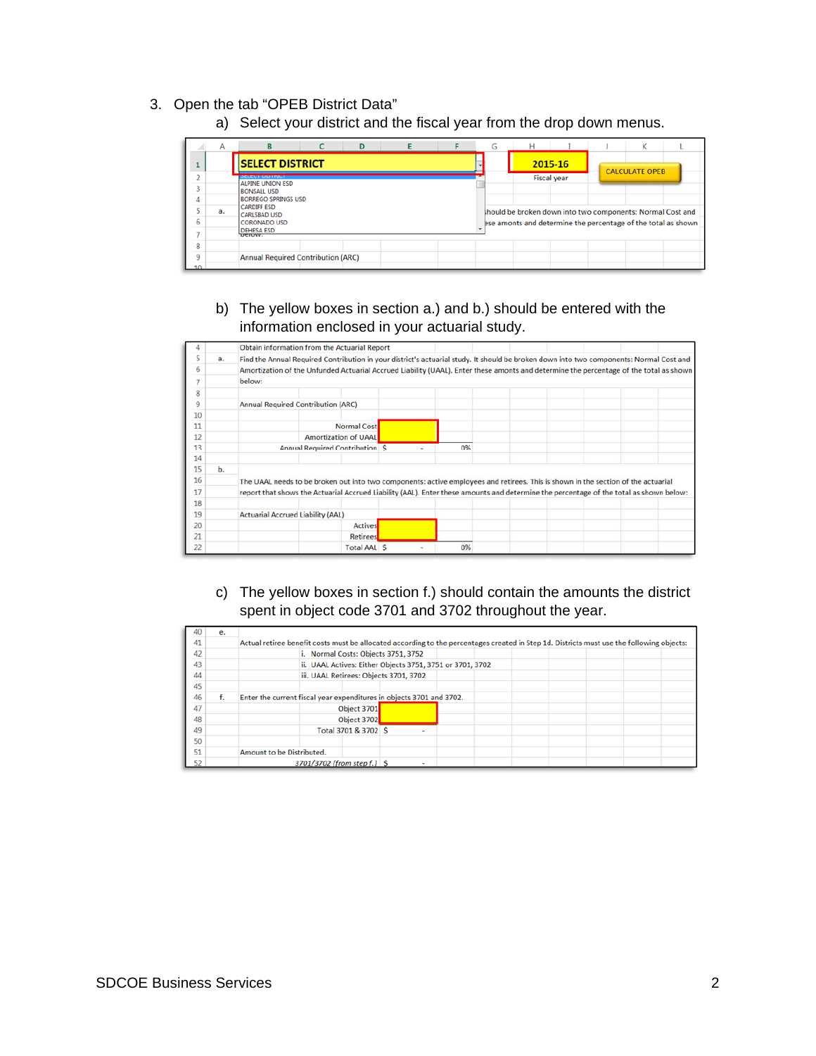3. Open the tab "OPEB District Data"

   a) Select your district and the fiscal year from the drop down menus.

| | A | B | C | D | E | F | G | H | I | J | K | L |
|---|---|---|---|---|---|---|---|---|---|---|---|---|
| 1 | | SELECT DISTRICT | | | | | | 2015-16 | | CALCULATE OPEB | | |
| 2 | | SELECT DISTRICT | | | | | | Fiscal year | | | | |
| 3 | | ALPINE UNION ESD | | | | | | | | | | |
| 4 | | BONSALL USD | | | | | | | | | | |
| 5 | a. | BORREGO SPRINGS USD | | | | | hould be broken down into two components: Normal Cost and | | | | | |
| 6 | | CARDIFF ESD | | | | | ese amounts and determine the percentage of the total as shown | | | | | |
| 7 | | CARLSBAD USD | | | | | | | | | | |
| 8 | | CORONADO USD | | | | | | | | | | |
| 9 | | DEHESA ESD | | | | | | | | | | |
| 9 | | Annual Required Contribution (ARC) | | | | | | | | | | |

   b) The yellow boxes in section a.) and b.) should be entered with the information enclosed in your actuarial study.

| | | | | |
|---|---|---|---|---|
| 4 | | Obtain information from the Actuarial Report | | |
| 5 | a. | Find the Annual Required Contribution in your district's actuarial study. It should be broken down into two components: Normal Cost and | | |
| 6 | | Amortization of the Unfunded Actuarial Accrued Liability (UAAL). Enter these amounts and determine the percentage of the total as shown | | |
| 7 | | below: | | |
| 8 | | | | |
| 9 | | Annual Required Contribution (ARC) | | |
| 10 | | | | |
| 11 | | Normal Cost | | |
| 12 | | Amortization of UAAL | | |
| 13 | | Annual Required Contribution | $ - | 0% |
| 14 | | | | |
| 15 | b. | | | |
| 16 | | The UAAL needs to be broken out into two components: active employees and retirees. This is shown in the section of the actuarial | | |
| 17 | | report that shows the Actuarial Accrued Liability (AAL). Enter these amounts and determine the percentage of the total as shown below: | | |
| 18 | | | | |
| 19 | | Actuarial Accrued Liability (AAL) | | |
| 20 | | Actives | | |
| 21 | | Retirees | | |
| 22 | | Total AAL | $ - | 0% |

   c) The yellow boxes in section f.) should contain the amounts the district spent in object code 3701 and 3702 throughout the year.

| | | | |
|---|---|---|---|
| 40 | e. | | |
| 41 | | Actual retiree benefit costs must be allocated according to the percentages created in Step 1d. Districts must use the following objects: | |
| 42 | | i. Normal Costs: Objects 3751, 3752 | |
| 43 | | ii. UAAL Actives: Either Objects 3751, 3751 or 3701, 3702 | |
| 44 | | iii. UAAL Retirees: Objects 3701, 3702 | |
| 45 | | | |
| 46 | f. | Enter the current fiscal year expenditures in objects 3701 and 3702. | |
| 47 | | Object 3701 | |
| 48 | | Object 3702 | |
| 49 | | Total 3701 & 3702 | $ - |
| 50 | | | |
| 51 | | Amount to be Distributed. | |
| 52 | | 3701/3702 (from step f.) | $ - |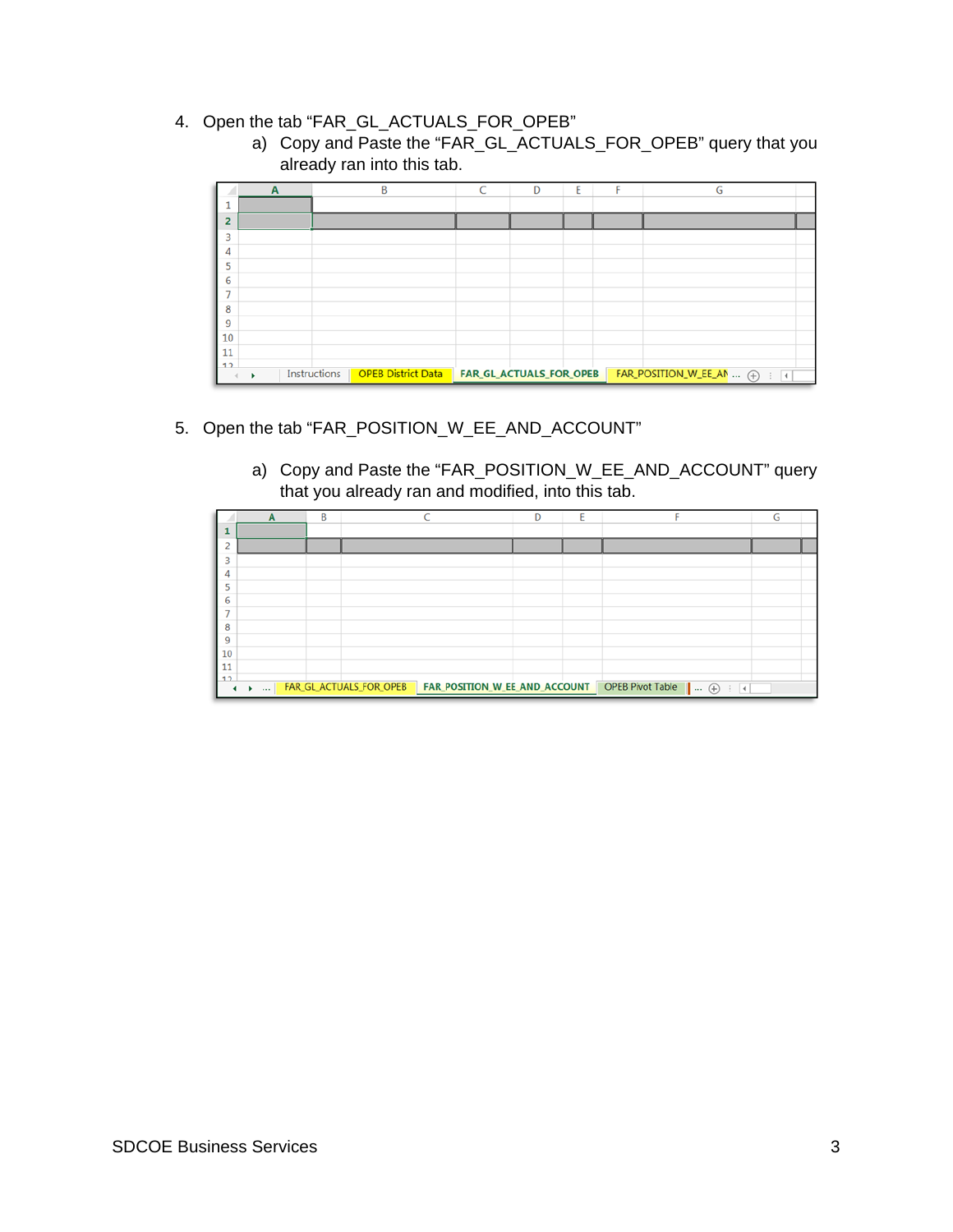4. Open the tab "FAR_GL_ACTUALS_FOR_OPEB"
   a) Copy and Paste the "FAR_GL_ACTUALS_FOR_OPEB" query that you already ran into this tab.

5. Open the tab "FAR_POSITION_W_EE_AND_ACCOUNT"

   a) Copy and Paste the "FAR_POSITION_W_EE_AND_ACCOUNT" query that you already ran and modified, into this tab.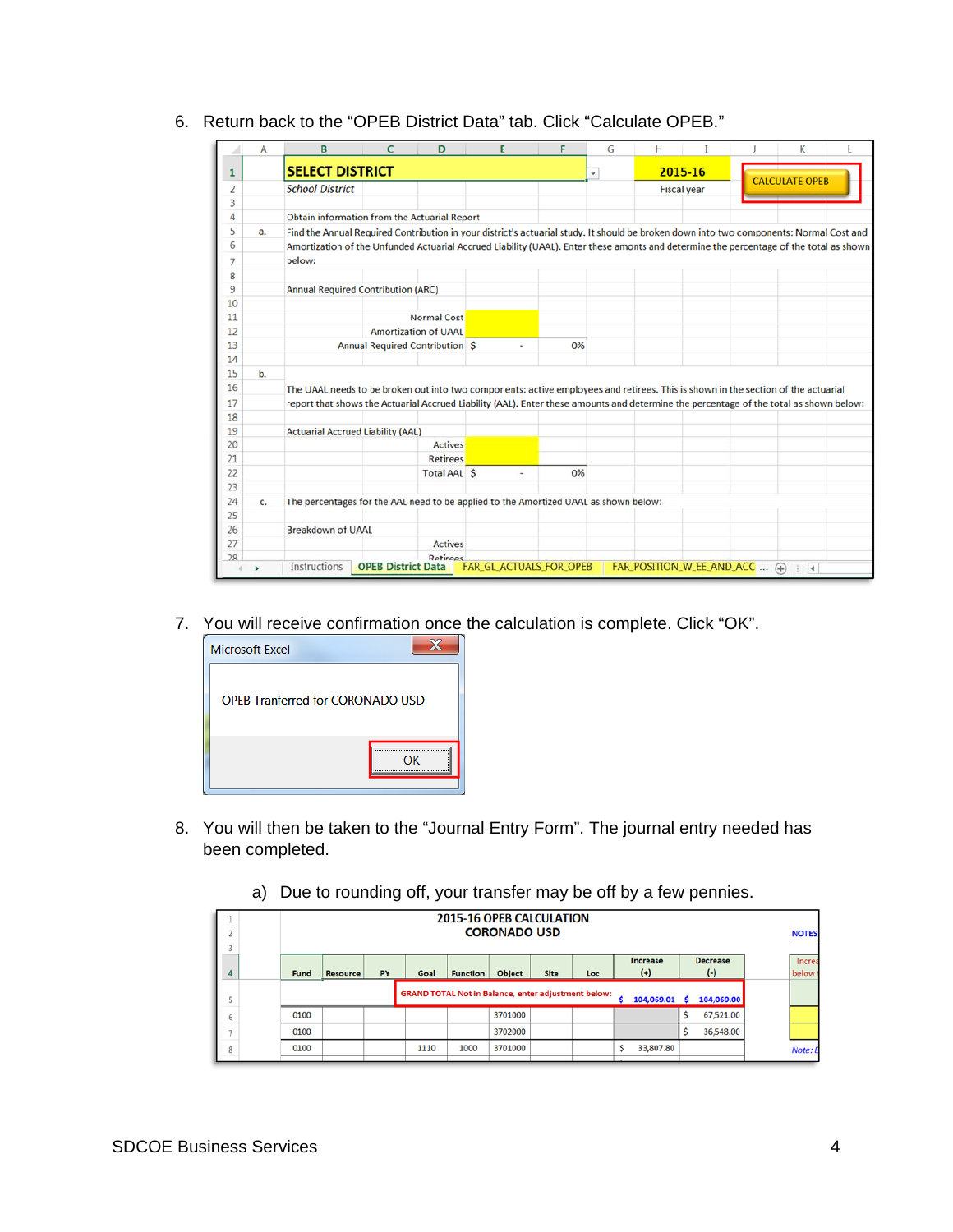6. Return back to the "OPEB District Data" tab. Click "Calculate OPEB."

| | A | B | C | D | E | F | G | H | I | J | K | L |
|---|---|---|---|---|---|---|---|---|---|---|---|---|
| 1 | | SELECT DISTRICT | | | | | | 2015-16 | | CALCULATE OPEB | | |
| 2 | | School District | | | | | | Fiscal year | | | | |
| 3 | | | | | | | | | | | | |
| 4 | | Obtain information from the Actuarial Report | | | | | | | | | | |
| 5 | a. | Find the Annual Required Contribution in your district's actuarial study. It should be broken down into two components: Normal Cost and | | | | | | | | | | |
| 6 | | Amortization of the Unfunded Actuarial Accrued Liability (UAAL). Enter these amounts and determine the percentage of the total as shown | | | | | | | | | | |
| 7 | | below: | | | | | | | | | | |
| 8 | | | | | | | | | | | | |
| 9 | | Annual Required Contribution (ARC) | | | | | | | | | | |
| 10 | | | | | | | | | | | | |
| 11 | | | | Normal Cost | | | | | | | | |
| 12 | | | | Amortization of UAAL | | | | | | | | |
| 13 | | | | Annual Required Contribution | $ - | 0% | | | | | | |
| 14 | | | | | | | | | | | | |
| 15 | b. | | | | | | | | | | | |
| 16 | | The UAAL needs to be broken out into two components: active employees and retirees. This is shown in the section of the actuarial | | | | | | | | | | |
| 17 | | report that shows the Actuarial Accrued Liability (AAL). Enter these amounts and determine the percentage of the total as shown below: | | | | | | | | | | |
| 18 | | | | | | | | | | | | |
| 19 | | Actuarial Accrued Liability (AAL) | | | | | | | | | | |
| 20 | | | | Actives | | | | | | | | |
| 21 | | | | Retirees | | | | | | | | |
| 22 | | | | Total AAL | $ - | 0% | | | | | | |
| 23 | | | | | | | | | | | | |
| 24 | c. | The percentages for the AAL need to be applied to the Amortized UAAL as shown below: | | | | | | | | | | |
| 25 | | | | | | | | | | | | |
| 26 | | Breakdown of UAAL | | | | | | | | | | |
| 27 | | | | Actives | | | | | | | | |
| 28 | | | | Retirees | | | | | | | | |

Tabs: Instructions | OPEB District Data | FAR_GL_ACTUALS_FOR_OPEB | FAR_POSITION_W_EE_AND_ACC ...

7. You will receive confirmation once the calculation is complete. Click "OK".

Microsoft Excel

OPEB Tranferred for CORONADO USD

OK

8. You will then be taken to the "Journal Entry Form". The journal entry needed has been completed.

   a) Due to rounding off, your transfer may be off by a few pennies.

**2015-16 OPEB CALCULATION**
**CORONADO USD**

| | Fund | Resource | PY | Goal | Function | Object | Site | Loc | Increase (+) | Decrease (-) |
|---|---|---|---|---|---|---|---|---|---|---|
| 5 | | | | GRAND TOTAL Not in Balance, enter adjustment below: | | | | | $ 104,069.01 | $ 104,069.00 |
| 6 | 0100 | | | | | 3701000 | | | | $ 67,521.00 |
| 7 | 0100 | | | | | 3702000 | | | | $ 36,548.00 |
| 8 | 0100 | | | 1110 | 1000 | 3701000 | | | $ 33,807.80 | |

NOTES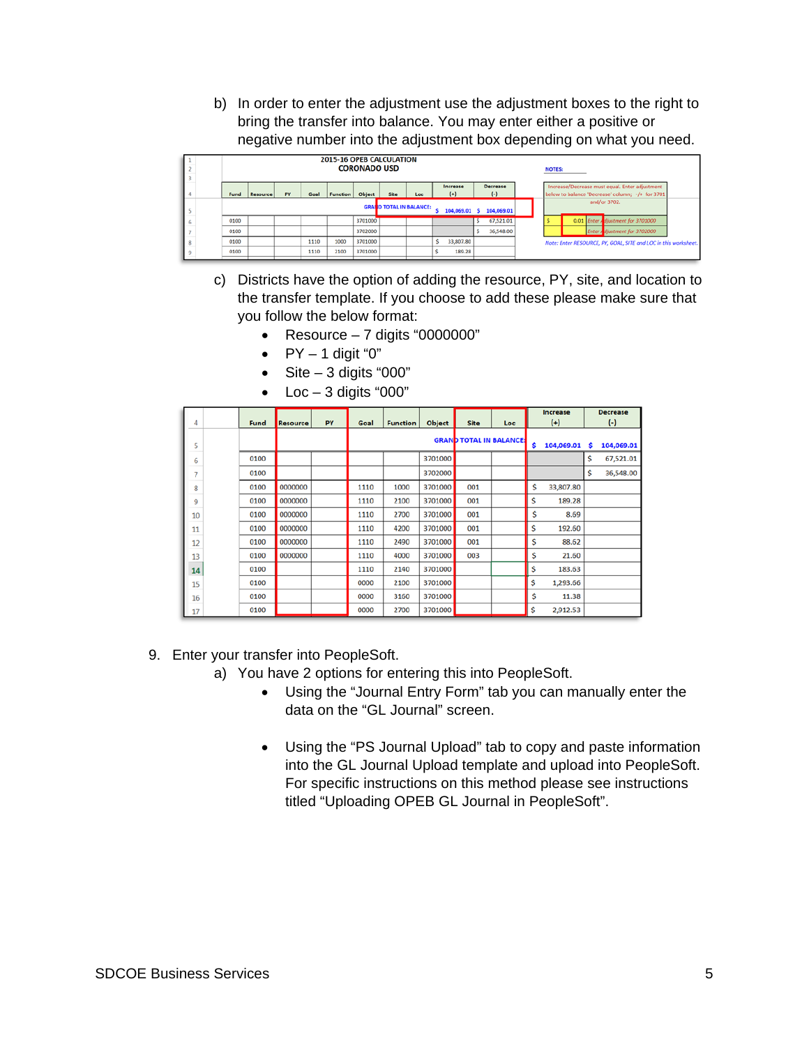b) In order to enter the adjustment use the adjustment boxes to the right to bring the transfer into balance. You may enter either a positive or negative number into the adjustment box depending on what you need.

2015-16 OPEB CALCULATION
CORONADO USD

| Fund | Resource | PY | Goal | Function | Object | Site | Loc | Increase (+) | Decrease (-) |
|---|---|---|---|---|---|---|---|---|---|
| | | | | | GRAND TOTAL IN BALANCE: | | | $ 104,069.01 | $ 104,069.01 |
| 0100 | | | | | 3701000 | | | | $ 67,521.01 |
| 0100 | | | | | 3702000 | | | | $ 36,548.00 |
| 0100 | | | 1110 | 1000 | 3701000 | | | $ 33,807.80 | |
| 0100 | | | 1110 | 2100 | 3701000 | | | $ 189.28 | |

NOTES:

Increase/Decrease must equal. Enter adjustment below to balance 'Decrease' column; -/+ for 3701 and/or 3702.

| | | |
|---|---|---|
| $ | 0.01 | Enter Adjustment for 3701000 |
| | | Enter Adjustment for 3702000 |

Note: Enter RESOURCE, PY, GOAL, SITE and LOC in this worksheet.

c) Districts have the option of adding the resource, PY, site, and location to the transfer template. If you choose to add these please make sure that you follow the below format:

- Resource – 7 digits "0000000"
- PY – 1 digit "0"
- Site – 3 digits "000"
- Loc – 3 digits "000"

| Fund | Resource | PY | Goal | Function | Object | Site | Loc | Increase (+) | Decrease (-) |
|---|---|---|---|---|---|---|---|---|---|
| | | | | | GRAND TOTAL IN BALANCE: | | | $ 104,069.01 | $ 104,069.01 |
| 0100 | | | | | 3701000 | | | | $ 67,521.01 |
| 0100 | | | | | 3702000 | | | | $ 36,548.00 |
| 0100 | 0000000 | | 1110 | 1000 | 3701000 | 001 | | $ 33,807.80 | |
| 0100 | 0000000 | | 1110 | 2100 | 3701000 | 001 | | $ 189.28 | |
| 0100 | 0000000 | | 1110 | 2700 | 3701000 | 001 | | $ 8.69 | |
| 0100 | 0000000 | | 1110 | 4200 | 3701000 | 001 | | $ 192.60 | |
| 0100 | 0000000 | | 1110 | 2490 | 3701000 | 001 | | $ 88.62 | |
| 0100 | 0000000 | | 1110 | 4000 | 3701000 | 003 | | $ 21.60 | |
| 0100 | | | 1110 | 2140 | 3701000 | | | $ 183.63 | |
| 0100 | | | 0000 | 2100 | 3701000 | | | $ 1,293.66 | |
| 0100 | | | 0000 | 3160 | 3701000 | | | $ 11.38 | |
| 0100 | | | 0000 | 2700 | 3701000 | | | $ 2,912.53 | |

9. Enter your transfer into PeopleSoft.
   a) You have 2 options for entering this into PeopleSoft.
      - Using the "Journal Entry Form" tab you can manually enter the data on the "GL Journal" screen.
      - Using the "PS Journal Upload" tab to copy and paste information into the GL Journal Upload template and upload into PeopleSoft. For specific instructions on this method please see instructions titled "Uploading OPEB GL Journal in PeopleSoft".